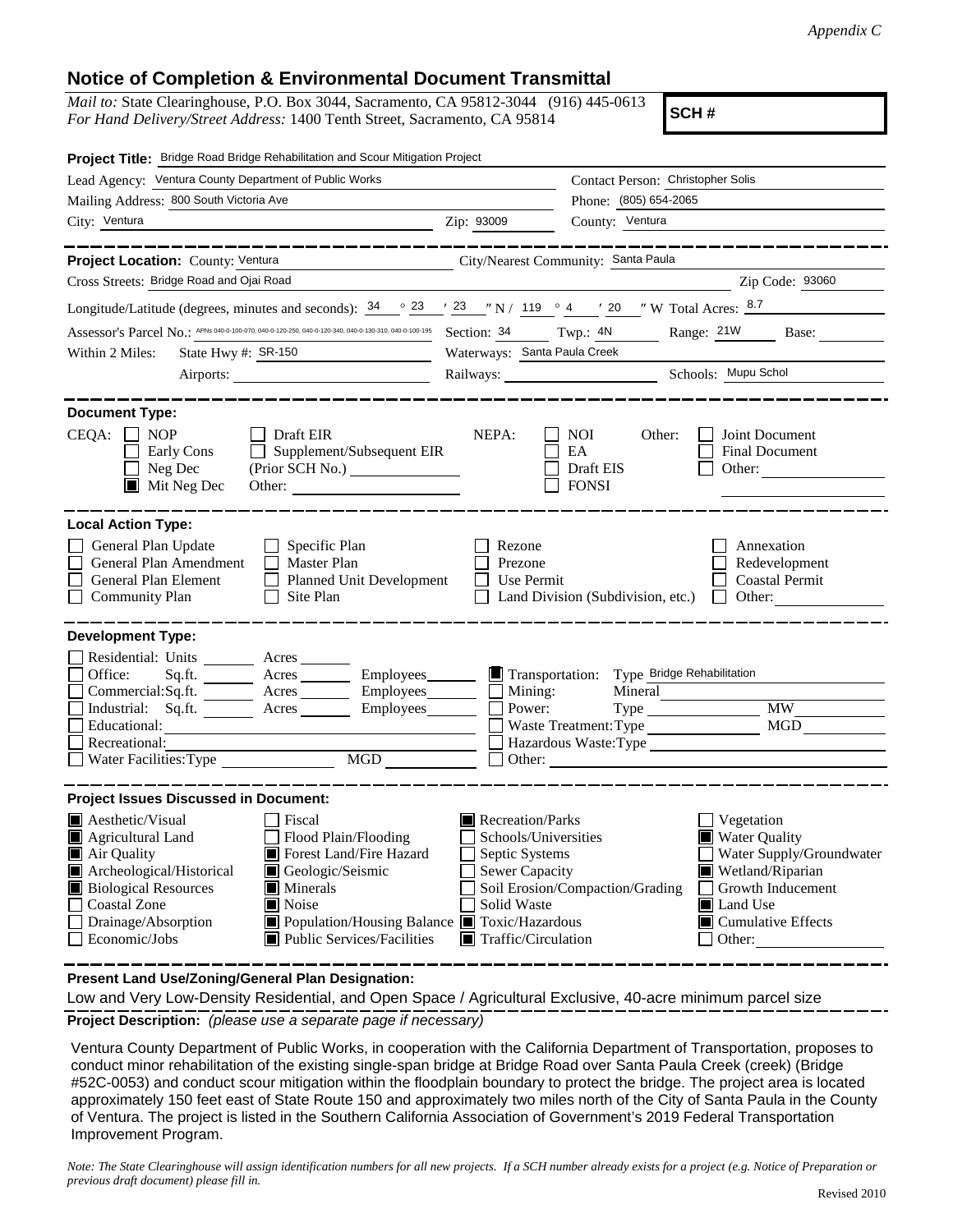*Appendix C*

## Notice of Completion & Environmental Document Transmittal

*Mail to:* State Clearinghouse, P.O. Box 3044, Sacramento, CA 95812-3044 (916) 445-0613
*For Hand Delivery/Street Address:* 1400 Tenth Street, Sacramento, CA 95814

**SCH #**

**Project Title:** Bridge Road Bridge Rehabilitation and Scour Mitigation Project

Lead Agency: Ventura County Department of Public Works
Contact Person: Christopher Solis
Mailing Address: 800 South Victoria Ave
Phone: (805) 654-2065
City: Ventura
Zip: 93009
County: Ventura

**Project Location:** County: Ventura
City/Nearest Community: Santa Paula
Cross Streets: Bridge Road and Ojai Road
Zip Code: 93060

Longitude/Latitude (degrees, minutes and seconds): 34 ° 23 ′ 23 ″ N / 119 ° 4 ′ 20 ″ W Total Acres: 8.7

Assessor's Parcel No.: APNs 040-0-100-070, 040-0-120-250, 040-0-120-340, 040-0-130-310, 040-0-100-195
Section: 34 Twp.: 4N Range: 21W Base:

Within 2 Miles: State Hwy #: SR-150
Waterways: Santa Paula Creek
Airports:
Railways:
Schools: Mupu Schol

**Document Type:**

CEQA: ☐ NOP ☐ Early Cons ☐ Neg Dec ☒ Mit Neg Dec ☐ Draft EIR ☐ Supplement/Subsequent EIR (Prior SCH No.) Other:

NEPA: ☐ NOI ☐ EA ☐ Draft EIS ☐ FONSI

Other: ☐ Joint Document ☐ Final Document ☐ Other:

**Local Action Type:**

☐ General Plan Update ☐ General Plan Amendment ☐ General Plan Element ☐ Community Plan ☐ Specific Plan ☐ Master Plan ☐ Planned Unit Development ☐ Site Plan ☐ Rezone ☐ Prezone ☐ Use Permit ☐ Land Division (Subdivision, etc.) ☐ Annexation ☐ Redevelopment ☐ Coastal Permit ☐ Other:

**Development Type:**

☐ Residential: Units Acres
☐ Office: Sq.ft. Acres Employees
☐ Commercial: Sq.ft. Acres Employees
☐ Industrial: Sq.ft. Acres Employees
☐ Educational:
☐ Recreational:
☐ Water Facilities: Type MGD
☒ Transportation: Type Bridge Rehabilitation
☐ Mining: Mineral
☐ Power: Type MW
☐ Waste Treatment: Type MGD
☐ Hazardous Waste: Type
☐ Other:

**Project Issues Discussed in Document:**

☒ Aesthetic/Visual
☒ Agricultural Land
☒ Air Quality
☒ Archeological/Historical
☒ Biological Resources
☐ Coastal Zone
☐ Drainage/Absorption
☐ Economic/Jobs
☐ Fiscal
☐ Flood Plain/Flooding
☒ Forest Land/Fire Hazard
☒ Geologic/Seismic
☒ Minerals
☒ Noise
☒ Population/Housing Balance
☒ Public Services/Facilities
☒ Recreation/Parks
☐ Schools/Universities
☐ Septic Systems
☐ Sewer Capacity
☐ Soil Erosion/Compaction/Grading
☐ Solid Waste
☒ Toxic/Hazardous
☒ Traffic/Circulation
☐ Vegetation
☒ Water Quality
☐ Water Supply/Groundwater
☒ Wetland/Riparian
☐ Growth Inducement
☒ Land Use
☒ Cumulative Effects
☐ Other:

**Present Land Use/Zoning/General Plan Designation:**

Low and Very Low-Density Residential, and Open Space / Agricultural Exclusive, 40-acre minimum parcel size

**Project Description:** *(please use a separate page if necessary)*

Ventura County Department of Public Works, in cooperation with the California Department of Transportation, proposes to conduct minor rehabilitation of the existing single-span bridge at Bridge Road over Santa Paula Creek (creek) (Bridge #52C-0053) and conduct scour mitigation within the floodplain boundary to protect the bridge. The project area is located approximately 150 feet east of State Route 150 and approximately two miles north of the City of Santa Paula in the County of Ventura. The project is listed in the Southern California Association of Government's 2019 Federal Transportation Improvement Program.

*Note: The State Clearinghouse will assign identification numbers for all new projects. If a SCH number already exists for a project (e.g. Notice of Preparation or previous draft document) please fill in.*

Revised 2010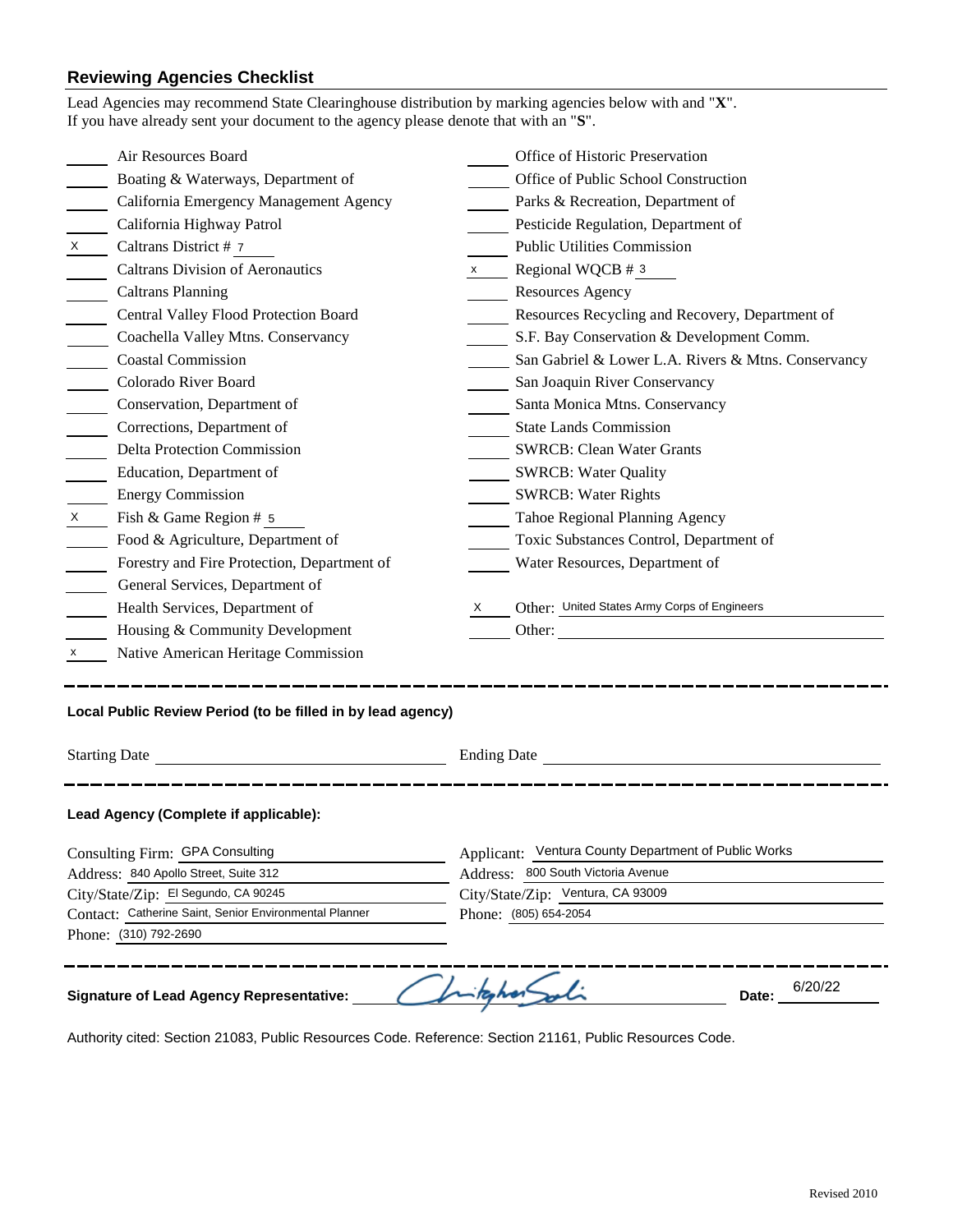## Reviewing Agencies Checklist

Lead Agencies may recommend State Clearinghouse distribution by marking agencies below with and "**X**".
If you have already sent your document to the agency please denote that with an "**S**".

| | | | |
|---|---|---|---|
| | Air Resources Board | | Office of Historic Preservation |
| | Boating & Waterways, Department of | | Office of Public School Construction |
| | California Emergency Management Agency | | Parks & Recreation, Department of |
| | California Highway Patrol | | Pesticide Regulation, Department of |
| X | Caltrans District # 7 | | Public Utilities Commission |
| | Caltrans Division of Aeronautics | x | Regional WQCB # 3 |
| | Caltrans Planning | | Resources Agency |
| | Central Valley Flood Protection Board | | Resources Recycling and Recovery, Department of |
| | Coachella Valley Mtns. Conservancy | | S.F. Bay Conservation & Development Comm. |
| | Coastal Commission | | San Gabriel & Lower L.A. Rivers & Mtns. Conservancy |
| | Colorado River Board | | San Joaquin River Conservancy |
| | Conservation, Department of | | Santa Monica Mtns. Conservancy |
| | Corrections, Department of | | State Lands Commission |
| | Delta Protection Commission | | SWRCB: Clean Water Grants |
| | Education, Department of | | SWRCB: Water Quality |
| | Energy Commission | | SWRCB: Water Rights |
| X | Fish & Game Region # 5 | | Tahoe Regional Planning Agency |
| | Food & Agriculture, Department of | | Toxic Substances Control, Department of |
| | Forestry and Fire Protection, Department of | | Water Resources, Department of |
| | General Services, Department of | | |
| | Health Services, Department of | X | Other: United States Army Corps of Engineers |
| | Housing & Community Development | | Other: |
| x | Native American Heritage Commission | | |

---

**Local Public Review Period (to be filled in by lead agency)**

Starting Date ______________________ Ending Date ______________________

---

**Lead Agency (Complete if applicable):**

| | |
|---|---|
| Consulting Firm: GPA Consulting | Applicant: Ventura County Department of Public Works |
| Address: 840 Apollo Street, Suite 312 | Address: 800 South Victoria Avenue |
| City/State/Zip: El Segundo, CA 90245 | City/State/Zip: Ventura, CA 93009 |
| Contact: Catherine Saint, Senior Environmental Planner | Phone: (805) 654-2054 |
| Phone: (310) 792-2690 | |

---

**Signature of Lead Agency Representative:** [signature] **Date:** 6/20/22

Authority cited: Section 21083, Public Resources Code. Reference: Section 21161, Public Resources Code.

Revised 2010